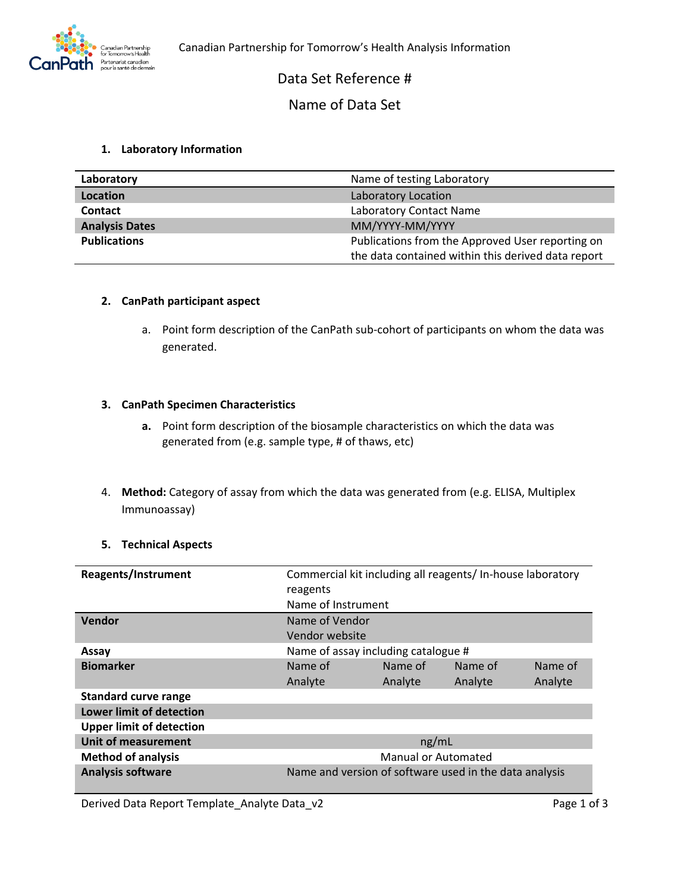Canadian Partnership for Tomorrow's Health Analysis Information

# Data Set Reference #

# Name of Data Set

## 1. Laboratory Information

| Laboratory | Name of testing Laboratory |
|---|---|
| **Location** | Laboratory Location |
| **Contact** | Laboratory Contact Name |
| **Analysis Dates** | MM/YYYY-MM/YYYY |
| **Publications** | Publications from the Approved User reporting on the data contained within this derived data report |

## 2. CanPath participant aspect

a. Point form description of the CanPath sub-cohort of participants on whom the data was generated.

## 3. CanPath Specimen Characteristics

**a.** Point form description of the biosample characteristics on which the data was generated from (e.g. sample type, # of thaws, etc)

4. **Method:** Category of assay from which the data was generated from (e.g. ELISA, Multiplex Immunoassay)

## 5. Technical Aspects

| Reagents/Instrument | Commercial kit including all reagents/ In-house laboratory reagents<br>Name of Instrument | | | |
|---|---|---|---|---|
| **Vendor** | Name of Vendor<br>Vendor website | | | |
| **Assay** | Name of assay including catalogue # | | | |
| **Biomarker** | Name of Analyte | Name of Analyte | Name of Analyte | Name of Analyte |
| **Standard curve range** | | | | |
| **Lower limit of detection** | | | | |
| **Upper limit of detection** | | | | |
| **Unit of measurement** | ng/mL | | | |
| **Method of analysis** | Manual or Automated | | | |
| **Analysis software** | Name and version of software used in the data analysis | | | |

Derived Data Report Template_Analyte Data_v2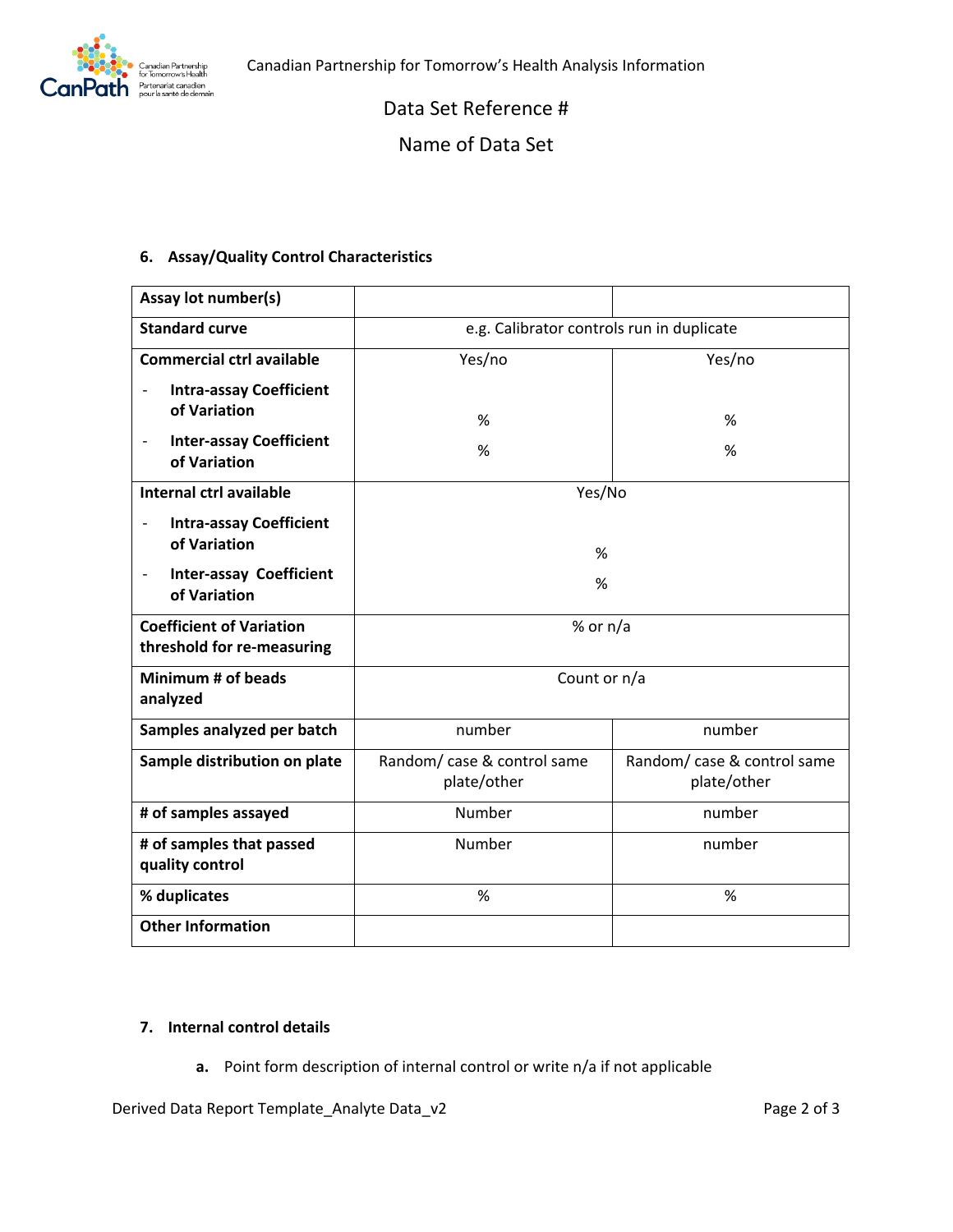Data Set Reference #

Name of Data Set

**6. Assay/Quality Control Characteristics**

| **Assay lot number(s)** | | |
|---|---|---|
| **Standard curve** | e.g. Calibrator controls run in duplicate | |
| **Commercial ctrl available**<br>- **Intra-assay Coefficient of Variation**<br>- **Inter-assay Coefficient of Variation** | Yes/no<br><br>%<br>% | Yes/no<br><br>%<br>% |
| **Internal ctrl available**<br>- **Intra-assay Coefficient of Variation**<br>- **Inter-assay Coefficient of Variation** | Yes/No<br><br>%<br>% | |
| **Coefficient of Variation threshold for re-measuring** | % or n/a | |
| **Minimum # of beads analyzed** | Count or n/a | |
| **Samples analyzed per batch** | number | number |
| **Sample distribution on plate** | Random/ case & control same plate/other | Random/ case & control same plate/other |
| **# of samples assayed** | Number | number |
| **# of samples that passed quality control** | Number | number |
| **% duplicates** | % | % |
| **Other Information** | | |

**7. Internal control details**

**a.** Point form description of internal control or write n/a if not applicable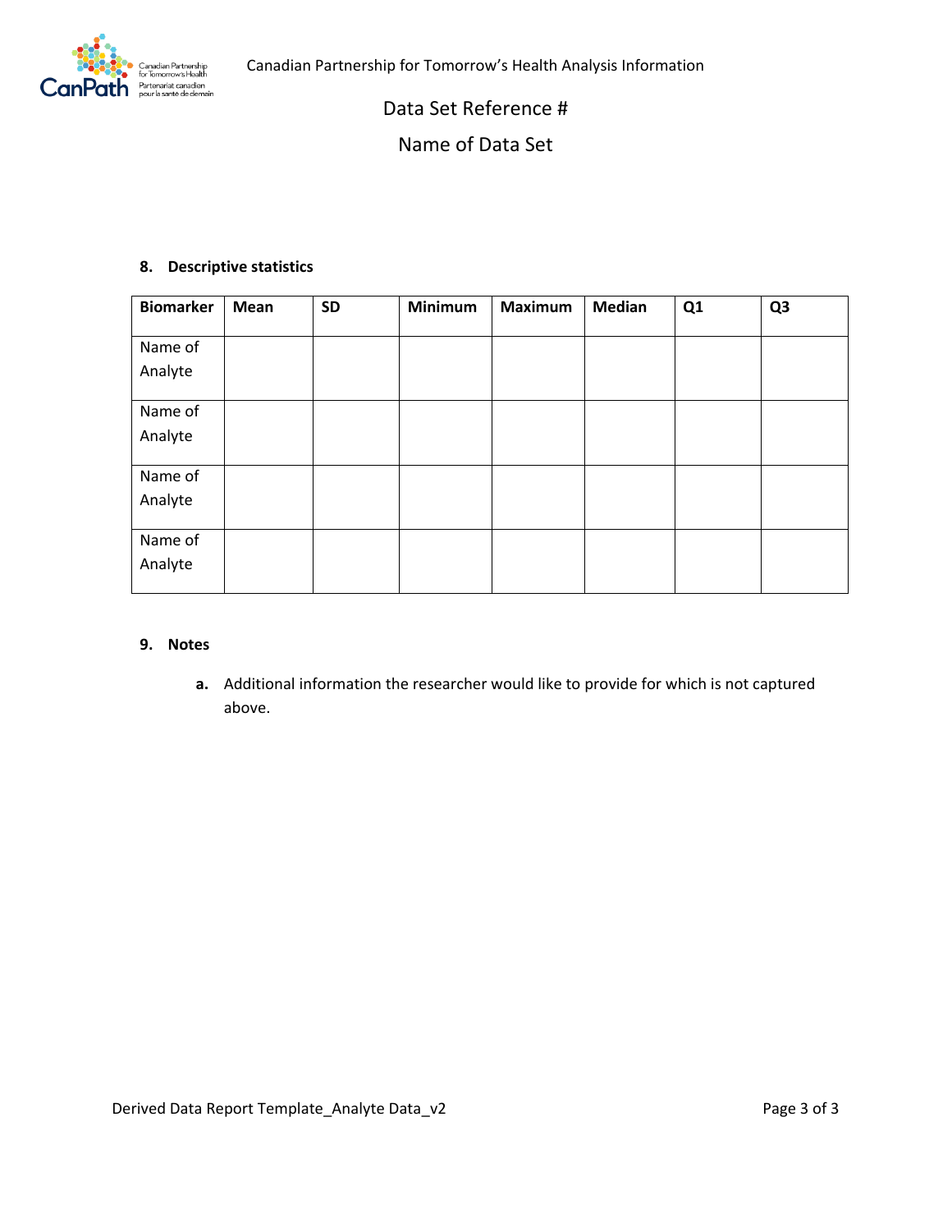Data Set Reference #

Name of Data Set

**8. Descriptive statistics**

| Biomarker | Mean | SD | Minimum | Maximum | Median | Q1 | Q3 |
|---|---|---|---|---|---|---|---|
| Name of Analyte | | | | | | | |
| Name of Analyte | | | | | | | |
| Name of Analyte | | | | | | | |
| Name of Analyte | | | | | | | |

**9. Notes**

**a.** Additional information the researcher would like to provide for which is not captured above.